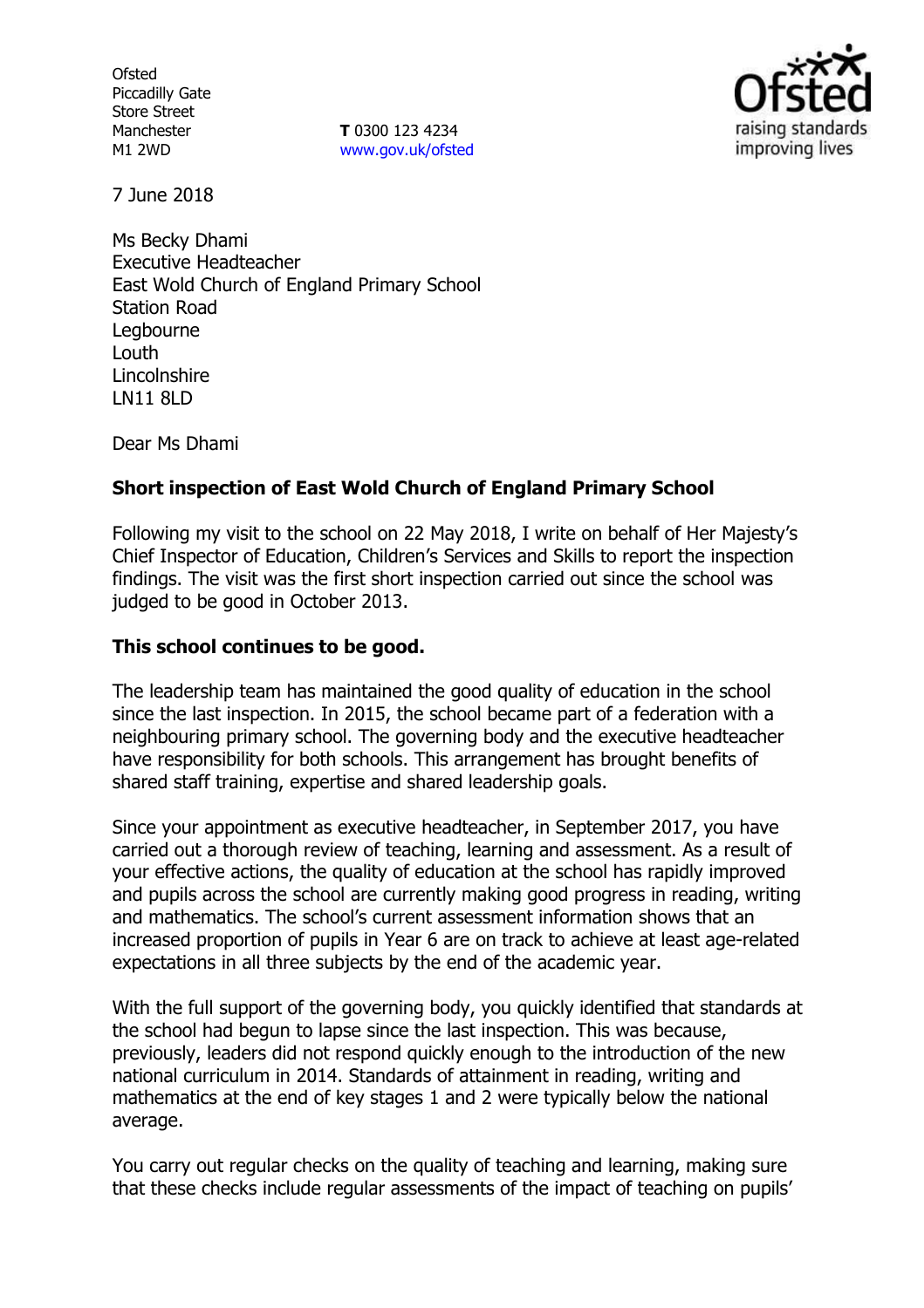Ofsted
Piccadilly Gate
Store Street
Manchester
M1 2WD

**T** 0300 123 4234
www.gov.uk/ofsted

7 June 2018

Ms Becky Dhami
Executive Headteacher
East Wold Church of England Primary School
Station Road
Legbourne
Louth
Lincolnshire
LN11 8LD

Dear Ms Dhami

**Short inspection of East Wold Church of England Primary School**

Following my visit to the school on 22 May 2018, I write on behalf of Her Majesty's Chief Inspector of Education, Children's Services and Skills to report the inspection findings. The visit was the first short inspection carried out since the school was judged to be good in October 2013.

**This school continues to be good.**

The leadership team has maintained the good quality of education in the school since the last inspection. In 2015, the school became part of a federation with a neighbouring primary school. The governing body and the executive headteacher have responsibility for both schools. This arrangement has brought benefits of shared staff training, expertise and shared leadership goals.

Since your appointment as executive headteacher, in September 2017, you have carried out a thorough review of teaching, learning and assessment. As a result of your effective actions, the quality of education at the school has rapidly improved and pupils across the school are currently making good progress in reading, writing and mathematics. The school's current assessment information shows that an increased proportion of pupils in Year 6 are on track to achieve at least age-related expectations in all three subjects by the end of the academic year.

With the full support of the governing body, you quickly identified that standards at the school had begun to lapse since the last inspection. This was because, previously, leaders did not respond quickly enough to the introduction of the new national curriculum in 2014. Standards of attainment in reading, writing and mathematics at the end of key stages 1 and 2 were typically below the national average.

You carry out regular checks on the quality of teaching and learning, making sure that these checks include regular assessments of the impact of teaching on pupils'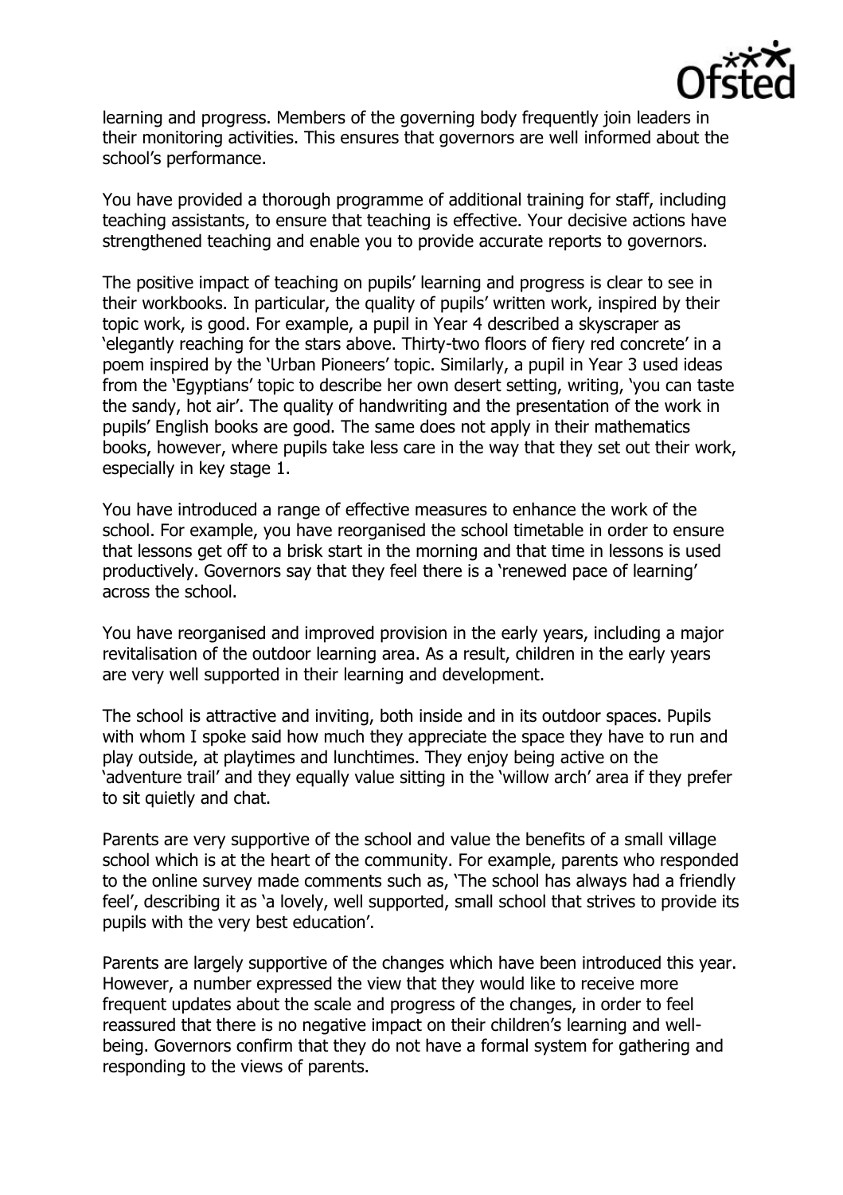learning and progress. Members of the governing body frequently join leaders in their monitoring activities. This ensures that governors are well informed about the school's performance.

You have provided a thorough programme of additional training for staff, including teaching assistants, to ensure that teaching is effective. Your decisive actions have strengthened teaching and enable you to provide accurate reports to governors.

The positive impact of teaching on pupils' learning and progress is clear to see in their workbooks. In particular, the quality of pupils' written work, inspired by their topic work, is good. For example, a pupil in Year 4 described a skyscraper as 'elegantly reaching for the stars above. Thirty-two floors of fiery red concrete' in a poem inspired by the 'Urban Pioneers' topic. Similarly, a pupil in Year 3 used ideas from the 'Egyptians' topic to describe her own desert setting, writing, 'you can taste the sandy, hot air'. The quality of handwriting and the presentation of the work in pupils' English books are good. The same does not apply in their mathematics books, however, where pupils take less care in the way that they set out their work, especially in key stage 1.

You have introduced a range of effective measures to enhance the work of the school. For example, you have reorganised the school timetable in order to ensure that lessons get off to a brisk start in the morning and that time in lessons is used productively. Governors say that they feel there is a 'renewed pace of learning' across the school.

You have reorganised and improved provision in the early years, including a major revitalisation of the outdoor learning area. As a result, children in the early years are very well supported in their learning and development.

The school is attractive and inviting, both inside and in its outdoor spaces. Pupils with whom I spoke said how much they appreciate the space they have to run and play outside, at playtimes and lunchtimes. They enjoy being active on the 'adventure trail' and they equally value sitting in the 'willow arch' area if they prefer to sit quietly and chat.

Parents are very supportive of the school and value the benefits of a small village school which is at the heart of the community. For example, parents who responded to the online survey made comments such as, 'The school has always had a friendly feel', describing it as 'a lovely, well supported, small school that strives to provide its pupils with the very best education'.

Parents are largely supportive of the changes which have been introduced this year. However, a number expressed the view that they would like to receive more frequent updates about the scale and progress of the changes, in order to feel reassured that there is no negative impact on their children's learning and well-being. Governors confirm that they do not have a formal system for gathering and responding to the views of parents.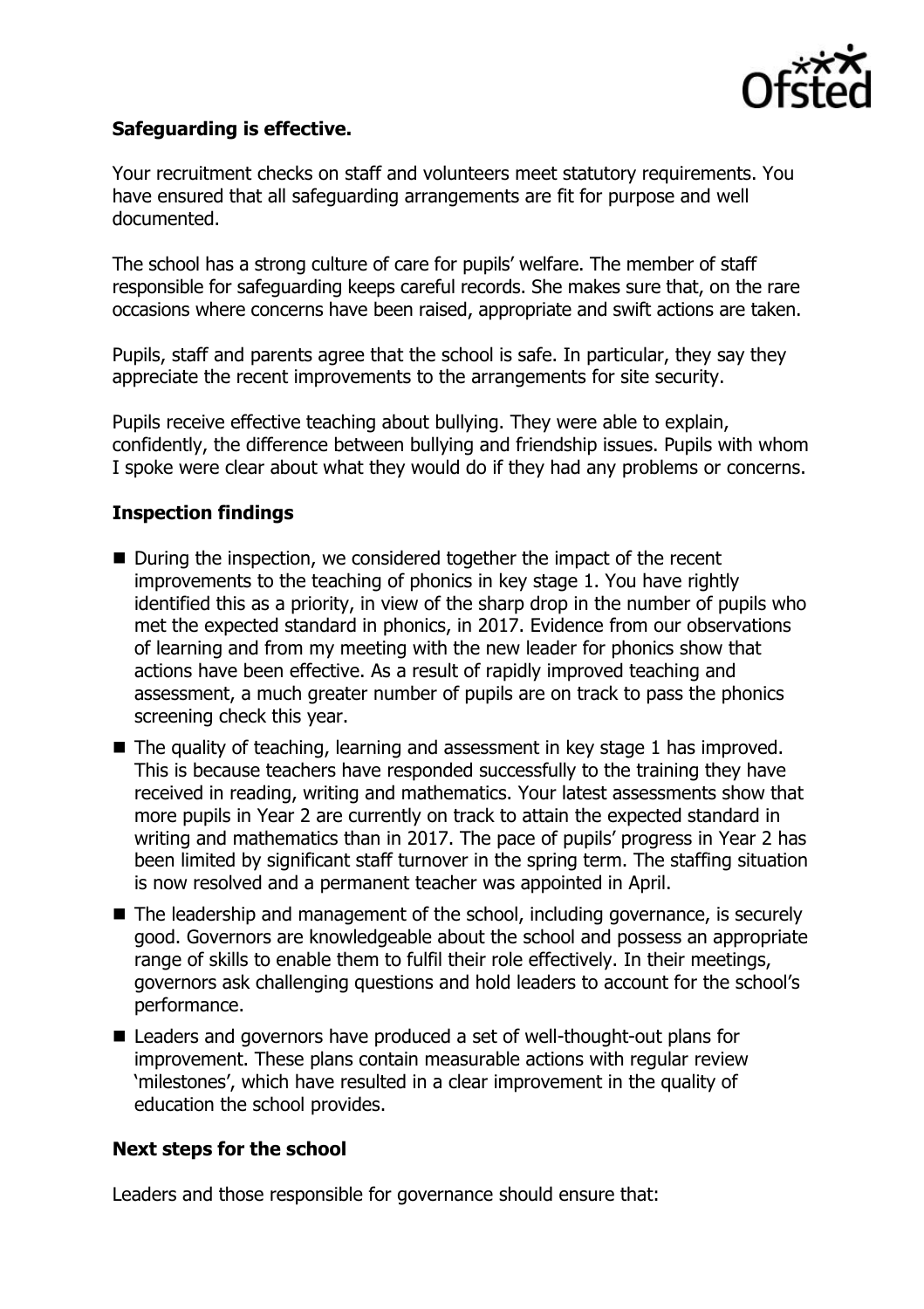**Safeguarding is effective.**

Your recruitment checks on staff and volunteers meet statutory requirements. You have ensured that all safeguarding arrangements are fit for purpose and well documented.

The school has a strong culture of care for pupils' welfare. The member of staff responsible for safeguarding keeps careful records. She makes sure that, on the rare occasions where concerns have been raised, appropriate and swift actions are taken.

Pupils, staff and parents agree that the school is safe. In particular, they say they appreciate the recent improvements to the arrangements for site security.

Pupils receive effective teaching about bullying. They were able to explain, confidently, the difference between bullying and friendship issues. Pupils with whom I spoke were clear about what they would do if they had any problems or concerns.

## Inspection findings

- During the inspection, we considered together the impact of the recent improvements to the teaching of phonics in key stage 1. You have rightly identified this as a priority, in view of the sharp drop in the number of pupils who met the expected standard in phonics, in 2017. Evidence from our observations of learning and from my meeting with the new leader for phonics show that actions have been effective. As a result of rapidly improved teaching and assessment, a much greater number of pupils are on track to pass the phonics screening check this year.
- The quality of teaching, learning and assessment in key stage 1 has improved. This is because teachers have responded successfully to the training they have received in reading, writing and mathematics. Your latest assessments show that more pupils in Year 2 are currently on track to attain the expected standard in writing and mathematics than in 2017. The pace of pupils' progress in Year 2 has been limited by significant staff turnover in the spring term. The staffing situation is now resolved and a permanent teacher was appointed in April.
- The leadership and management of the school, including governance, is securely good. Governors are knowledgeable about the school and possess an appropriate range of skills to enable them to fulfil their role effectively. In their meetings, governors ask challenging questions and hold leaders to account for the school's performance.
- Leaders and governors have produced a set of well-thought-out plans for improvement. These plans contain measurable actions with regular review 'milestones', which have resulted in a clear improvement in the quality of education the school provides.

## Next steps for the school

Leaders and those responsible for governance should ensure that: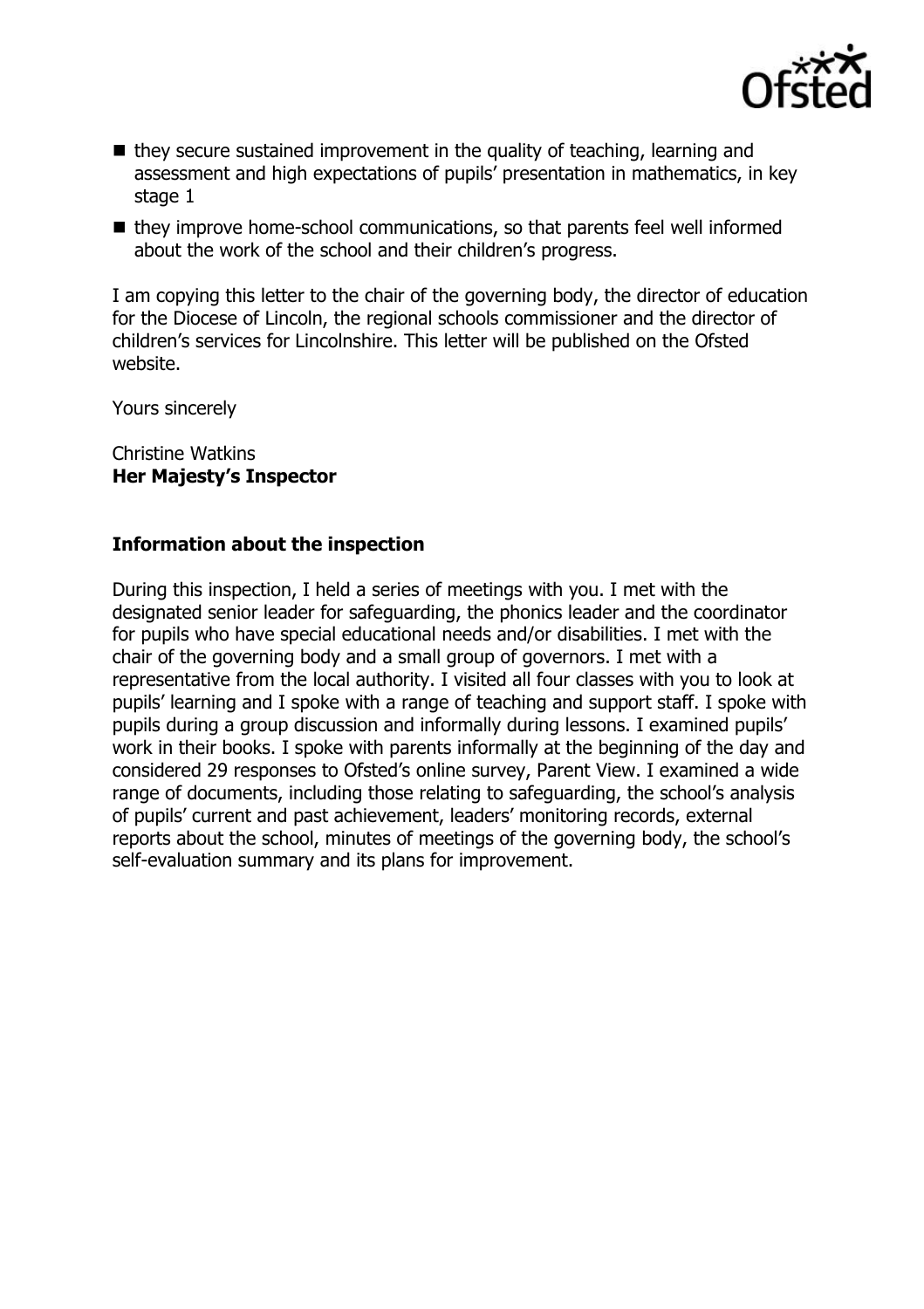- they secure sustained improvement in the quality of teaching, learning and assessment and high expectations of pupils' presentation in mathematics, in key stage 1
- they improve home-school communications, so that parents feel well informed about the work of the school and their children's progress.

I am copying this letter to the chair of the governing body, the director of education for the Diocese of Lincoln, the regional schools commissioner and the director of children's services for Lincolnshire. This letter will be published on the Ofsted website.

Yours sincerely

Christine Watkins
**Her Majesty's Inspector**

### Information about the inspection

During this inspection, I held a series of meetings with you. I met with the designated senior leader for safeguarding, the phonics leader and the coordinator for pupils who have special educational needs and/or disabilities. I met with the chair of the governing body and a small group of governors. I met with a representative from the local authority. I visited all four classes with you to look at pupils' learning and I spoke with a range of teaching and support staff. I spoke with pupils during a group discussion and informally during lessons. I examined pupils' work in their books. I spoke with parents informally at the beginning of the day and considered 29 responses to Ofsted's online survey, Parent View. I examined a wide range of documents, including those relating to safeguarding, the school's analysis of pupils' current and past achievement, leaders' monitoring records, external reports about the school, minutes of meetings of the governing body, the school's self-evaluation summary and its plans for improvement.